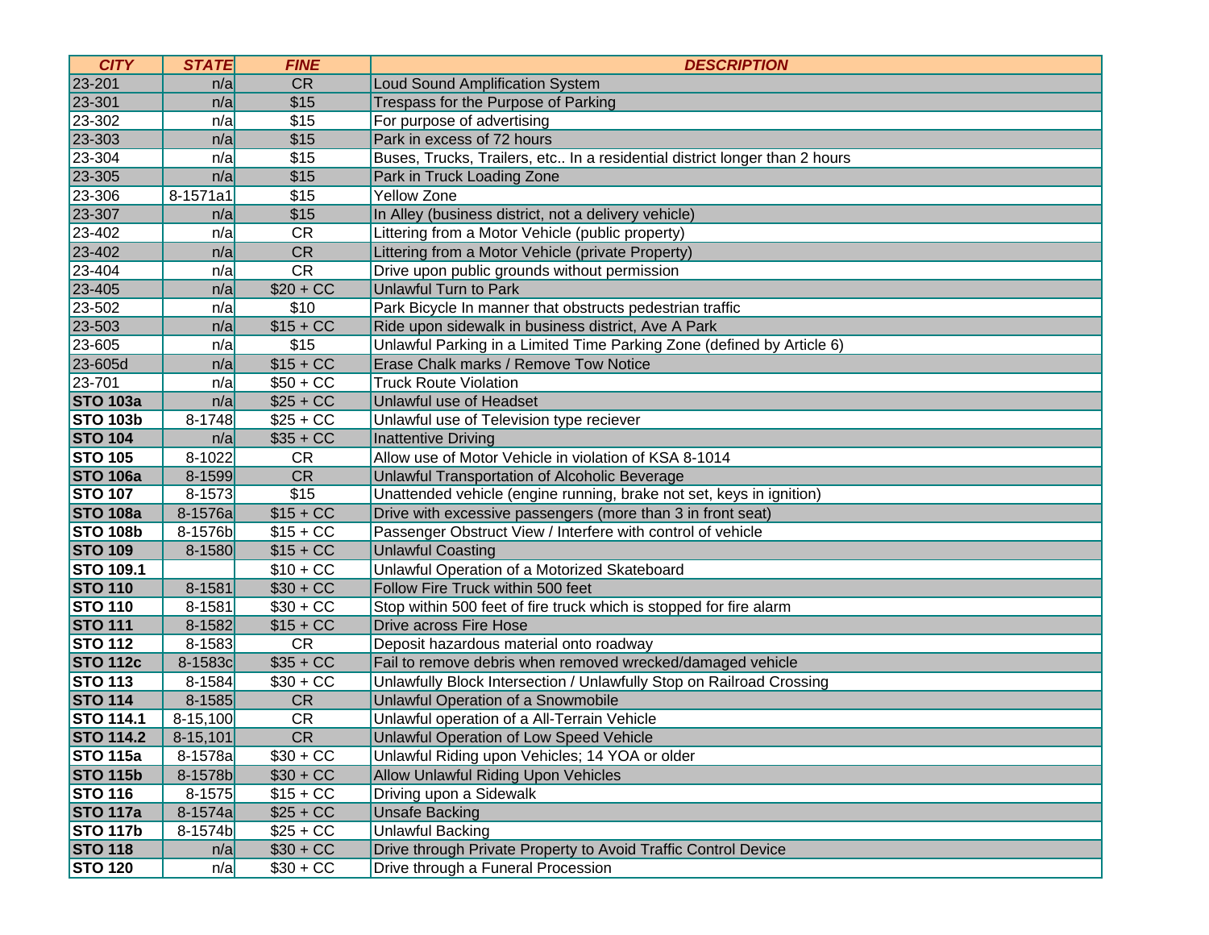| ***CITY*** | ***STATE*** | ***FINE*** | ***DESCRIPTION*** |
| --- | --- | --- | --- |
| 23-201 | n/a | CR | Loud Sound Amplification System |
| 23-301 | n/a | $15 | Trespass for the Purpose of Parking |
| 23-302 | n/a | $15 | For purpose of advertising |
| 23-303 | n/a | $15 | Park in excess of 72 hours |
| 23-304 | n/a | $15 | Buses, Trucks, Trailers, etc.. In a residential district longer than 2 hours |
| 23-305 | n/a | $15 | Park in Truck Loading Zone |
| 23-306 | 8-1571a1 | $15 | Yellow Zone |
| 23-307 | n/a | $15 | In Alley (business district, not a delivery vehicle) |
| 23-402 | n/a | CR | Littering from a Motor Vehicle (public property) |
| 23-402 | n/a | CR | Littering from a Motor Vehicle (private Property) |
| 23-404 | n/a | CR | Drive upon public grounds without permission |
| 23-405 | n/a | $20 + CC | Unlawful Turn to Park |
| 23-502 | n/a | $10 | Park Bicycle In manner that obstructs pedestrian traffic |
| 23-503 | n/a | $15 + CC | Ride upon sidewalk in business district, Ave A Park |
| 23-605 | n/a | $15 | Unlawful Parking in a Limited Time Parking Zone (defined by Article 6) |
| 23-605d | n/a | $15 + CC | Erase Chalk marks / Remove Tow Notice |
| 23-701 | n/a | $50 + CC | Truck Route Violation |
| **STO 103a** | n/a | $25 + CC | Unlawful use of Headset |
| **STO 103b** | 8-1748 | $25 + CC | Unlawful use of Television type reciever |
| **STO 104** | n/a | $35 + CC | Inattentive Driving |
| **STO 105** | 8-1022 | CR | Allow use of Motor Vehicle in violation of KSA 8-1014 |
| **STO 106a** | 8-1599 | CR | Unlawful Transportation of Alcoholic Beverage |
| **STO 107** | 8-1573 | $15 | Unattended vehicle (engine running, brake not set, keys in ignition) |
| **STO 108a** | 8-1576a | $15 + CC | Drive with excessive passengers (more than 3 in front seat) |
| **STO 108b** | 8-1576b | $15 + CC | Passenger Obstruct View / Interfere with control of vehicle |
| **STO 109** | 8-1580 | $15 + CC | Unlawful Coasting |
| **STO 109.1** | | $10 + CC | Unlawful Operation of a Motorized Skateboard |
| **STO 110** | 8-1581 | $30 + CC | Follow Fire Truck within 500 feet |
| **STO 110** | 8-1581 | $30 + CC | Stop within 500 feet of fire truck which is stopped for fire alarm |
| **STO 111** | 8-1582 | $15 + CC | Drive across Fire Hose |
| **STO 112** | 8-1583 | CR | Deposit hazardous material onto roadway |
| **STO 112c** | 8-1583c | $35 + CC | Fail to remove debris when removed wrecked/damaged vehicle |
| **STO 113** | 8-1584 | $30 + CC | Unlawfully Block Intersection / Unlawfully Stop on Railroad Crossing |
| **STO 114** | 8-1585 | CR | Unlawful Operation of a Snowmobile |
| **STO 114.1** | 8-15,100 | CR | Unlawful operation of a All-Terrain Vehicle |
| **STO 114.2** | 8-15,101 | CR | Unlawful Operation of Low Speed Vehicle |
| **STO 115a** | 8-1578a | $30 + CC | Unlawful Riding upon Vehicles; 14 YOA or older |
| **STO 115b** | 8-1578b | $30 + CC | Allow Unlawful Riding Upon Vehicles |
| **STO 116** | 8-1575 | $15 + CC | Driving upon a Sidewalk |
| **STO 117a** | 8-1574a | $25 + CC | Unsafe Backing |
| **STO 117b** | 8-1574b | $25 + CC | Unlawful Backing |
| **STO 118** | n/a | $30 + CC | Drive through Private Property to Avoid Traffic Control Device |
| **STO 120** | n/a | $30 + CC | Drive through a Funeral Procession |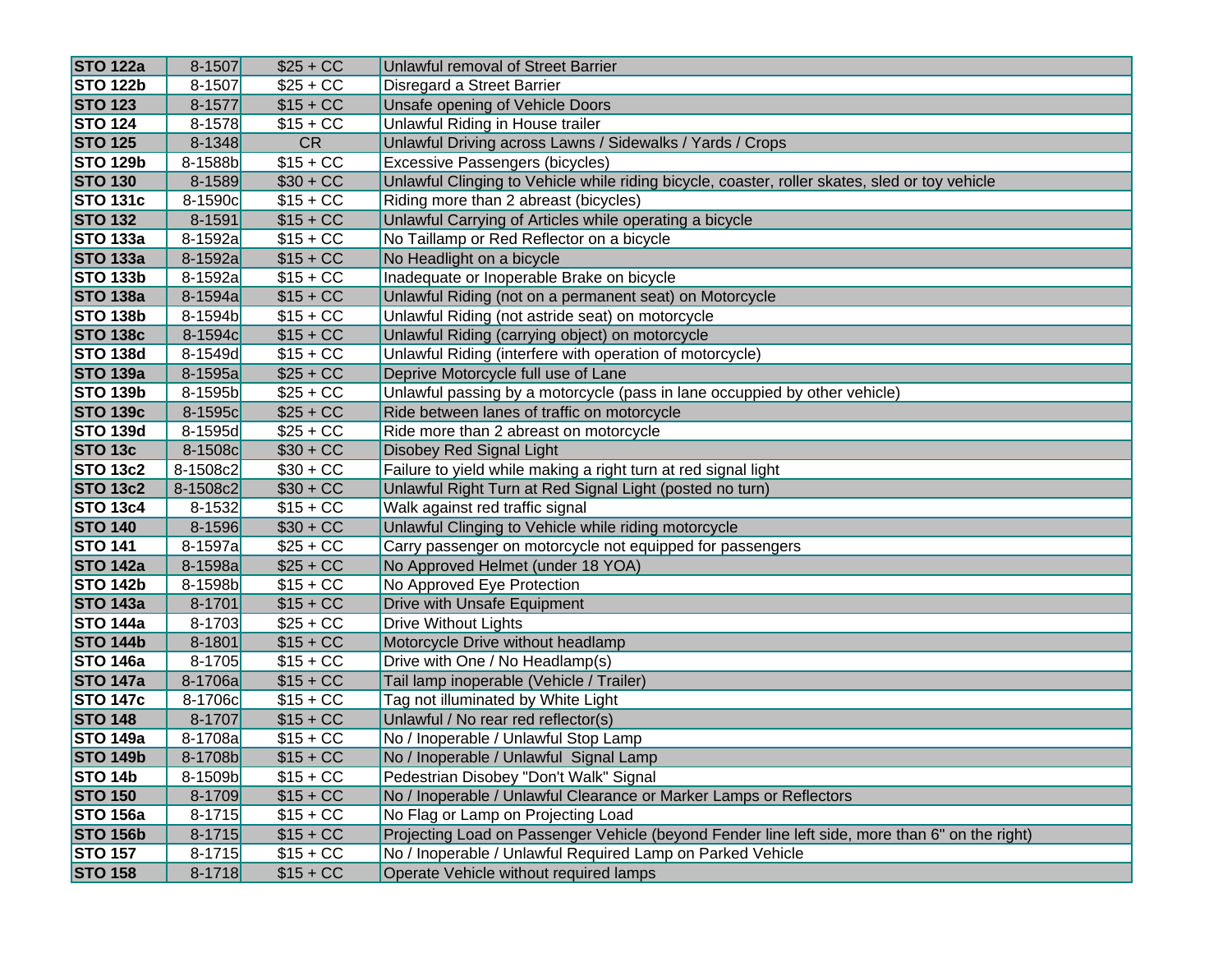| | | | |
|---|---|---|---|
| **STO 122a** | 8-1507 | $25 + CC | Unlawful removal of Street Barrier |
| **STO 122b** | 8-1507 | $25 + CC | Disregard a Street Barrier |
| **STO 123** | 8-1577 | $15 + CC | Unsafe opening of Vehicle Doors |
| **STO 124** | 8-1578 | $15 + CC | Unlawful Riding in House trailer |
| **STO 125** | 8-1348 | CR | Unlawful Driving across Lawns / Sidewalks / Yards / Crops |
| **STO 129b** | 8-1588b | $15 + CC | Excessive Passengers (bicycles) |
| **STO 130** | 8-1589 | $30 + CC | Unlawful Clinging to Vehicle while riding bicycle, coaster, roller skates, sled or toy vehicle |
| **STO 131c** | 8-1590c | $15 + CC | Riding more than 2 abreast (bicycles) |
| **STO 132** | 8-1591 | $15 + CC | Unlawful Carrying of Articles while operating a bicycle |
| **STO 133a** | 8-1592a | $15 + CC | No Taillamp or Red Reflector on a bicycle |
| **STO 133a** | 8-1592a | $15 + CC | No Headlight on a bicycle |
| **STO 133b** | 8-1592a | $15 + CC | Inadequate or Inoperable Brake on bicycle |
| **STO 138a** | 8-1594a | $15 + CC | Unlawful Riding (not on a permanent seat) on Motorcycle |
| **STO 138b** | 8-1594b | $15 + CC | Unlawful Riding (not astride seat) on motorcycle |
| **STO 138c** | 8-1594c | $15 + CC | Unlawful Riding (carrying object) on motorcycle |
| **STO 138d** | 8-1549d | $15 + CC | Unlawful Riding (interfere with operation of motorcycle) |
| **STO 139a** | 8-1595a | $25 + CC | Deprive Motorcycle full use of Lane |
| **STO 139b** | 8-1595b | $25 + CC | Unlawful passing by a motorcycle (pass in lane occuppied by other vehicle) |
| **STO 139c** | 8-1595c | $25 + CC | Ride between lanes of traffic on motorcycle |
| **STO 139d** | 8-1595d | $25 + CC | Ride more than 2 abreast on motorcycle |
| **STO 13c** | 8-1508c | $30 + CC | Disobey Red Signal Light |
| **STO 13c2** | 8-1508c2 | $30 + CC | Failure to yield while making a right turn at red signal light |
| **STO 13c2** | 8-1508c2 | $30 + CC | Unlawful Right Turn at Red Signal Light (posted no turn) |
| **STO 13c4** | 8-1532 | $15 + CC | Walk against red traffic signal |
| **STO 140** | 8-1596 | $30 + CC | Unlawful Clinging to Vehicle while riding motorcycle |
| **STO 141** | 8-1597a | $25 + CC | Carry passenger on motorcycle not equipped for passengers |
| **STO 142a** | 8-1598a | $25 + CC | No Approved Helmet (under 18 YOA) |
| **STO 142b** | 8-1598b | $15 + CC | No Approved Eye Protection |
| **STO 143a** | 8-1701 | $15 + CC | Drive with Unsafe Equipment |
| **STO 144a** | 8-1703 | $25 + CC | Drive Without Lights |
| **STO 144b** | 8-1801 | $15 + CC | Motorcycle Drive without headlamp |
| **STO 146a** | 8-1705 | $15 + CC | Drive with One / No Headlamp(s) |
| **STO 147a** | 8-1706a | $15 + CC | Tail lamp inoperable (Vehicle / Trailer) |
| **STO 147c** | 8-1706c | $15 + CC | Tag not illuminated by White Light |
| **STO 148** | 8-1707 | $15 + CC | Unlawful / No rear red reflector(s) |
| **STO 149a** | 8-1708a | $15 + CC | No / Inoperable / Unlawful Stop Lamp |
| **STO 149b** | 8-1708b | $15 + CC | No / Inoperable / Unlawful Signal Lamp |
| **STO 14b** | 8-1509b | $15 + CC | Pedestrian Disobey "Don't Walk" Signal |
| **STO 150** | 8-1709 | $15 + CC | No / Inoperable / Unlawful Clearance or Marker Lamps or Reflectors |
| **STO 156a** | 8-1715 | $15 + CC | No Flag or Lamp on Projecting Load |
| **STO 156b** | 8-1715 | $15 + CC | Projecting Load on Passenger Vehicle (beyond Fender line left side, more than 6" on the right) |
| **STO 157** | 8-1715 | $15 + CC | No / Inoperable / Unlawful Required Lamp on Parked Vehicle |
| **STO 158** | 8-1718 | $15 + CC | Operate Vehicle without required lamps |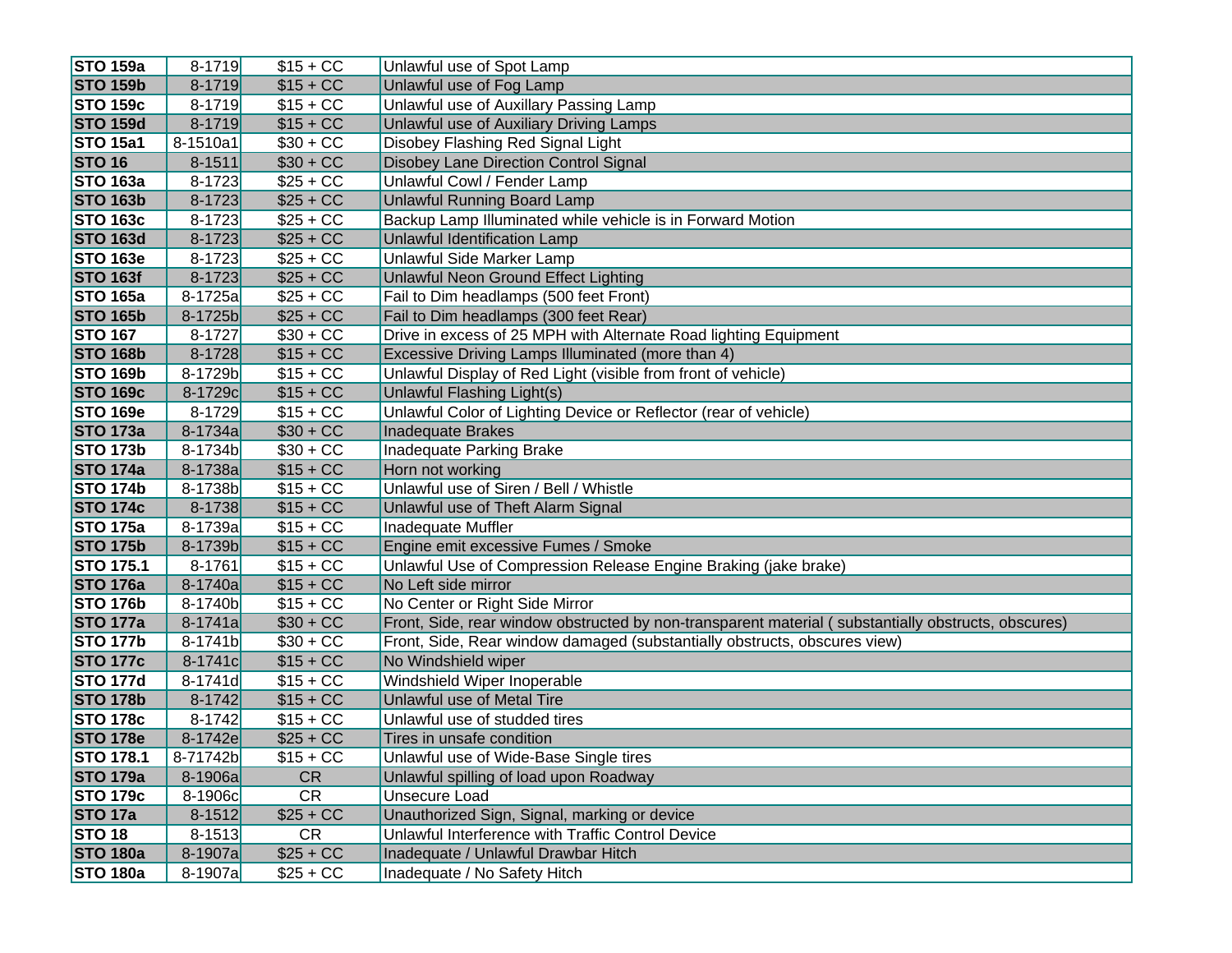| STO 159a | 8-1719 | $15 + CC | Unlawful use of Spot Lamp |
|---|---|---|---|
| STO 159b | 8-1719 | $15 + CC | Unlawful use of Fog Lamp |
| STO 159c | 8-1719 | $15 + CC | Unlawful use of Auxillary Passing Lamp |
| STO 159d | 8-1719 | $15 + CC | Unlawful use of Auxiliary Driving Lamps |
| STO 15a1 | 8-1510a1 | $30 + CC | Disobey Flashing Red Signal Light |
| STO 16 | 8-1511 | $30 + CC | Disobey Lane Direction Control Signal |
| STO 163a | 8-1723 | $25 + CC | Unlawful Cowl / Fender Lamp |
| STO 163b | 8-1723 | $25 + CC | Unlawful Running Board Lamp |
| STO 163c | 8-1723 | $25 + CC | Backup Lamp Illuminated while vehicle is in Forward Motion |
| STO 163d | 8-1723 | $25 + CC | Unlawful Identification Lamp |
| STO 163e | 8-1723 | $25 + CC | Unlawful Side Marker Lamp |
| STO 163f | 8-1723 | $25 + CC | Unlawful Neon Ground Effect Lighting |
| STO 165a | 8-1725a | $25 + CC | Fail to Dim headlamps (500 feet Front) |
| STO 165b | 8-1725b | $25 + CC | Fail to Dim headlamps (300 feet Rear) |
| STO 167 | 8-1727 | $30 + CC | Drive in excess of 25 MPH with Alternate Road lighting Equipment |
| STO 168b | 8-1728 | $15 + CC | Excessive Driving Lamps Illuminated (more than 4) |
| STO 169b | 8-1729b | $15 + CC | Unlawful Display of Red Light (visible from front of vehicle) |
| STO 169c | 8-1729c | $15 + CC | Unlawful Flashing Light(s) |
| STO 169e | 8-1729 | $15 + CC | Unlawful Color of Lighting Device or Reflector (rear of vehicle) |
| STO 173a | 8-1734a | $30 + CC | Inadequate Brakes |
| STO 173b | 8-1734b | $30 + CC | Inadequate Parking Brake |
| STO 174a | 8-1738a | $15 + CC | Horn not working |
| STO 174b | 8-1738b | $15 + CC | Unlawful use of Siren / Bell / Whistle |
| STO 174c | 8-1738 | $15 + CC | Unlawful use of Theft Alarm Signal |
| STO 175a | 8-1739a | $15 + CC | Inadequate Muffler |
| STO 175b | 8-1739b | $15 + CC | Engine emit excessive Fumes / Smoke |
| STO 175.1 | 8-1761 | $15 + CC | Unlawful Use of Compression Release Engine Braking (jake brake) |
| STO 176a | 8-1740a | $15 + CC | No Left side mirror |
| STO 176b | 8-1740b | $15 + CC | No Center or Right Side Mirror |
| STO 177a | 8-1741a | $30 + CC | Front, Side, rear window obstructed by non-transparent material ( substantially obstructs, obscures) |
| STO 177b | 8-1741b | $30 + CC | Front, Side, Rear window damaged (substantially obstructs, obscures view) |
| STO 177c | 8-1741c | $15 + CC | No Windshield wiper |
| STO 177d | 8-1741d | $15 + CC | Windshield Wiper Inoperable |
| STO 178b | 8-1742 | $15 + CC | Unlawful use of Metal Tire |
| STO 178c | 8-1742 | $15 + CC | Unlawful use of studded tires |
| STO 178e | 8-1742e | $25 + CC | Tires in unsafe condition |
| STO 178.1 | 8-71742b | $15 + CC | Unlawful use of Wide-Base Single tires |
| STO 179a | 8-1906a | CR | Unlawful spilling of load upon Roadway |
| STO 179c | 8-1906c | CR | Unsecure Load |
| STO 17a | 8-1512 | $25 + CC | Unauthorized Sign, Signal, marking or device |
| STO 18 | 8-1513 | CR | Unlawful Interference with Traffic Control Device |
| STO 180a | 8-1907a | $25 + CC | Inadequate / Unlawful Drawbar Hitch |
| STO 180a | 8-1907a | $25 + CC | Inadequate / No Safety Hitch |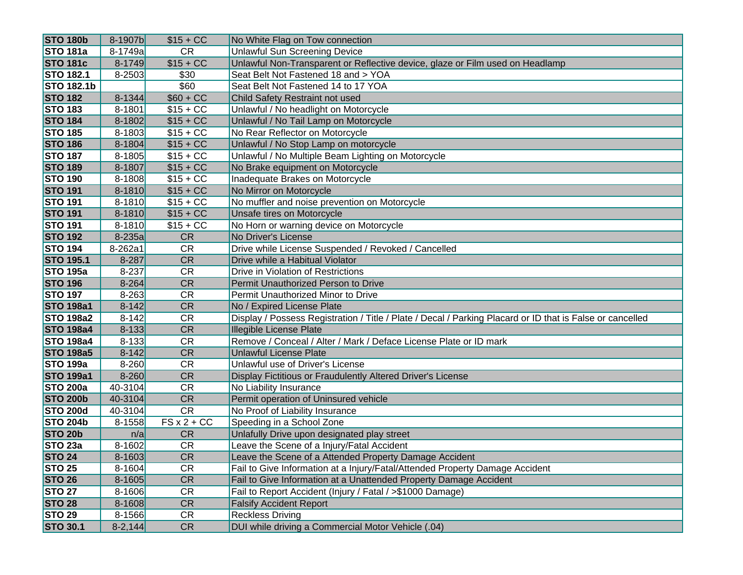| STO 180b | 8-1907b | $15 + CC | No White Flag on Tow connection |
|---|---|---|---|
| **STO 181a** | 8-1749a | CR | Unlawful Sun Screening Device |
| **STO 181c** | 8-1749 | $15 + CC | Unlawful Non-Transparent or Reflective device, glaze or Film used on Headlamp |
| **STO 182.1** | 8-2503 | $30 | Seat Belt Not Fastened 18 and > YOA |
| **STO 182.1b** | | $60 | Seat Belt Not Fastened 14 to 17 YOA |
| **STO 182** | 8-1344 | $60 + CC | Child Safety Restraint not used |
| **STO 183** | 8-1801 | $15 + CC | Unlawful / No headlight on Motorcycle |
| **STO 184** | 8-1802 | $15 + CC | Unlawful / No Tail Lamp on Motorcycle |
| **STO 185** | 8-1803 | $15 + CC | No Rear Reflector on Motorcycle |
| **STO 186** | 8-1804 | $15 + CC | Unlawful / No Stop Lamp on motorcycle |
| **STO 187** | 8-1805 | $15 + CC | Unlawful / No Multiple Beam Lighting on Motorcycle |
| **STO 189** | 8-1807 | $15 + CC | No Brake equipment on Motorcycle |
| **STO 190** | 8-1808 | $15 + CC | Inadequate Brakes on Motorcycle |
| **STO 191** | 8-1810 | $15 + CC | No Mirror on Motorcycle |
| **STO 191** | 8-1810 | $15 + CC | No muffler and noise prevention on Motorcycle |
| **STO 191** | 8-1810 | $15 + CC | Unsafe tires on Motorcycle |
| **STO 191** | 8-1810 | $15 + CC | No Horn or warning device on Motorcycle |
| **STO 192** | 8-235a | CR | No Driver's License |
| **STO 194** | 8-262a1 | CR | Drive while License Suspended / Revoked / Cancelled |
| **STO 195.1** | 8-287 | CR | Drive while a Habitual Violator |
| **STO 195a** | 8-237 | CR | Drive in Violation of Restrictions |
| **STO 196** | 8-264 | CR | Permit Unauthorized Person to Drive |
| **STO 197** | 8-263 | CR | Permit Unauthorized Minor to Drive |
| **STO 198a1** | 8-142 | CR | No / Expired License Plate |
| **STO 198a2** | 8-142 | CR | Display / Possess Registration / Title / Plate / Decal / Parking Placard or ID that is False or cancelled |
| **STO 198a4** | 8-133 | CR | Illegible License Plate |
| **STO 198a4** | 8-133 | CR | Remove / Conceal / Alter / Mark / Deface License Plate or ID mark |
| **STO 198a5** | 8-142 | CR | Unlawful License Plate |
| **STO 199a** | 8-260 | CR | Unlawful use of Driver's License |
| **STO 199a1** | 8-260 | CR | Display Fictitious or Fraudulently Altered Driver's License |
| **STO 200a** | 40-3104 | CR | No Liability Insurance |
| **STO 200b** | 40-3104 | CR | Permit operation of Uninsured vehicle |
| **STO 200d** | 40-3104 | CR | No Proof of Liability Insurance |
| **STO 204b** | 8-1558 | FS x 2 + CC | Speeding in a School Zone |
| **STO 20b** | n/a | CR | Unlafully Drive upon designated play street |
| **STO 23a** | 8-1602 | CR | Leave the Scene of a Injury/Fatal Accident |
| **STO 24** | 8-1603 | CR | Leave the Scene of a Attended Property Damage Accident |
| **STO 25** | 8-1604 | CR | Fail to Give Information at a Injury/Fatal/Attended Property Damage Accident |
| **STO 26** | 8-1605 | CR | Fail to Give Information at a Unattended Property Damage Accident |
| **STO 27** | 8-1606 | CR | Fail to Report Accident (Injury / Fatal / >$1000 Damage) |
| **STO 28** | 8-1608 | CR | Falsify Accident Report |
| **STO 29** | 8-1566 | CR | Reckless Driving |
| **STO 30.1** | 8-2,144 | CR | DUI while driving a Commercial Motor Vehicle (.04) |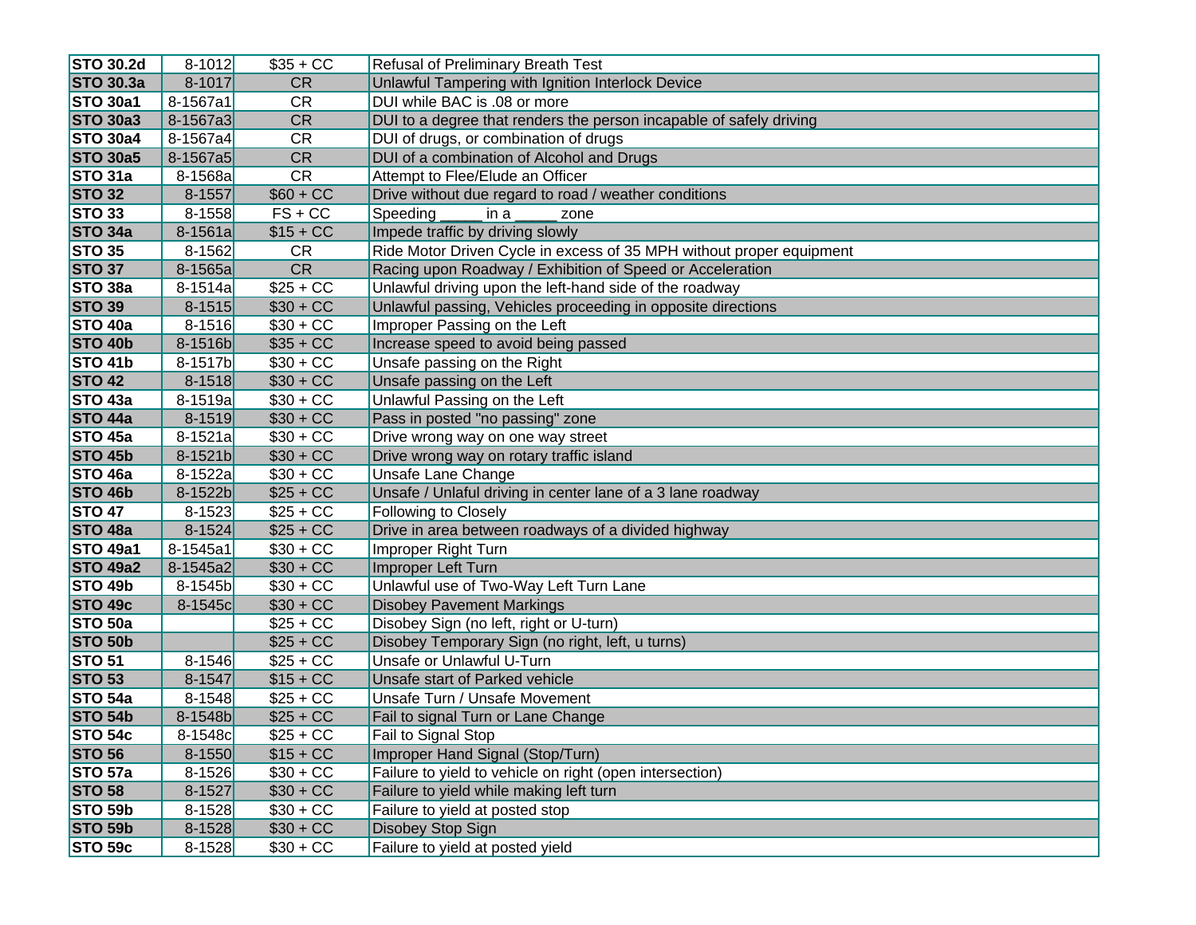| | | | |
|---|---|---|---|
| **STO 30.2d** | 8-1012 | $35 + CC | Refusal of Preliminary Breath Test |
| **STO 30.3a** | 8-1017 | CR | Unlawful Tampering with Ignition Interlock Device |
| **STO 30a1** | 8-1567a1 | CR | DUI while BAC is .08 or more |
| **STO 30a3** | 8-1567a3 | CR | DUI to a degree that renders the person incapable of safely driving |
| **STO 30a4** | 8-1567a4 | CR | DUI of drugs, or combination of drugs |
| **STO 30a5** | 8-1567a5 | CR | DUI of a combination of Alcohol and Drugs |
| **STO 31a** | 8-1568a | CR | Attempt to Flee/Elude an Officer |
| **STO 32** | 8-1557 | $60 + CC | Drive without due regard to road / weather conditions |
| **STO 33** | 8-1558 | FS + CC | Speeding _____ in a _____ zone |
| **STO 34a** | 8-1561a | $15 + CC | Impede traffic by driving slowly |
| **STO 35** | 8-1562 | CR | Ride Motor Driven Cycle in excess of 35 MPH without proper equipment |
| **STO 37** | 8-1565a | CR | Racing upon Roadway / Exhibition of Speed or Acceleration |
| **STO 38a** | 8-1514a | $25 + CC | Unlawful driving upon the left-hand side of the roadway |
| **STO 39** | 8-1515 | $30 + CC | Unlawful passing, Vehicles proceeding in opposite directions |
| **STO 40a** | 8-1516 | $30 + CC | Improper Passing on the Left |
| **STO 40b** | 8-1516b | $35 + CC | Increase speed to avoid being passed |
| **STO 41b** | 8-1517b | $30 + CC | Unsafe passing on the Right |
| **STO 42** | 8-1518 | $30 + CC | Unsafe passing on the Left |
| **STO 43a** | 8-1519a | $30 + CC | Unlawful Passing on the Left |
| **STO 44a** | 8-1519 | $30 + CC | Pass in posted "no passing" zone |
| **STO 45a** | 8-1521a | $30 + CC | Drive wrong way on one way street |
| **STO 45b** | 8-1521b | $30 + CC | Drive wrong way on rotary traffic island |
| **STO 46a** | 8-1522a | $30 + CC | Unsafe Lane Change |
| **STO 46b** | 8-1522b | $25 + CC | Unsafe / Unlaful driving in center lane of a 3 lane roadway |
| **STO 47** | 8-1523 | $25 + CC | Following to Closely |
| **STO 48a** | 8-1524 | $25 + CC | Drive in area between roadways of a divided highway |
| **STO 49a1** | 8-1545a1 | $30 + CC | Improper Right Turn |
| **STO 49a2** | 8-1545a2 | $30 + CC | Improper Left Turn |
| **STO 49b** | 8-1545b | $30 + CC | Unlawful use of Two-Way Left Turn Lane |
| **STO 49c** | 8-1545c | $30 + CC | Disobey Pavement Markings |
| **STO 50a** | | $25 + CC | Disobey Sign (no left, right or U-turn) |
| **STO 50b** | | $25 + CC | Disobey Temporary Sign (no right, left, u turns) |
| **STO 51** | 8-1546 | $25 + CC | Unsafe or Unlawful U-Turn |
| **STO 53** | 8-1547 | $15 + CC | Unsafe start of Parked vehicle |
| **STO 54a** | 8-1548 | $25 + CC | Unsafe Turn / Unsafe Movement |
| **STO 54b** | 8-1548b | $25 + CC | Fail to signal Turn or Lane Change |
| **STO 54c** | 8-1548c | $25 + CC | Fail to Signal Stop |
| **STO 56** | 8-1550 | $15 + CC | Improper Hand Signal (Stop/Turn) |
| **STO 57a** | 8-1526 | $30 + CC | Failure to yield to vehicle on right (open intersection) |
| **STO 58** | 8-1527 | $30 + CC | Failure to yield while making left turn |
| **STO 59b** | 8-1528 | $30 + CC | Failure to yield at posted stop |
| **STO 59b** | 8-1528 | $30 + CC | Disobey Stop Sign |
| **STO 59c** | 8-1528 | $30 + CC | Failure to yield at posted yield |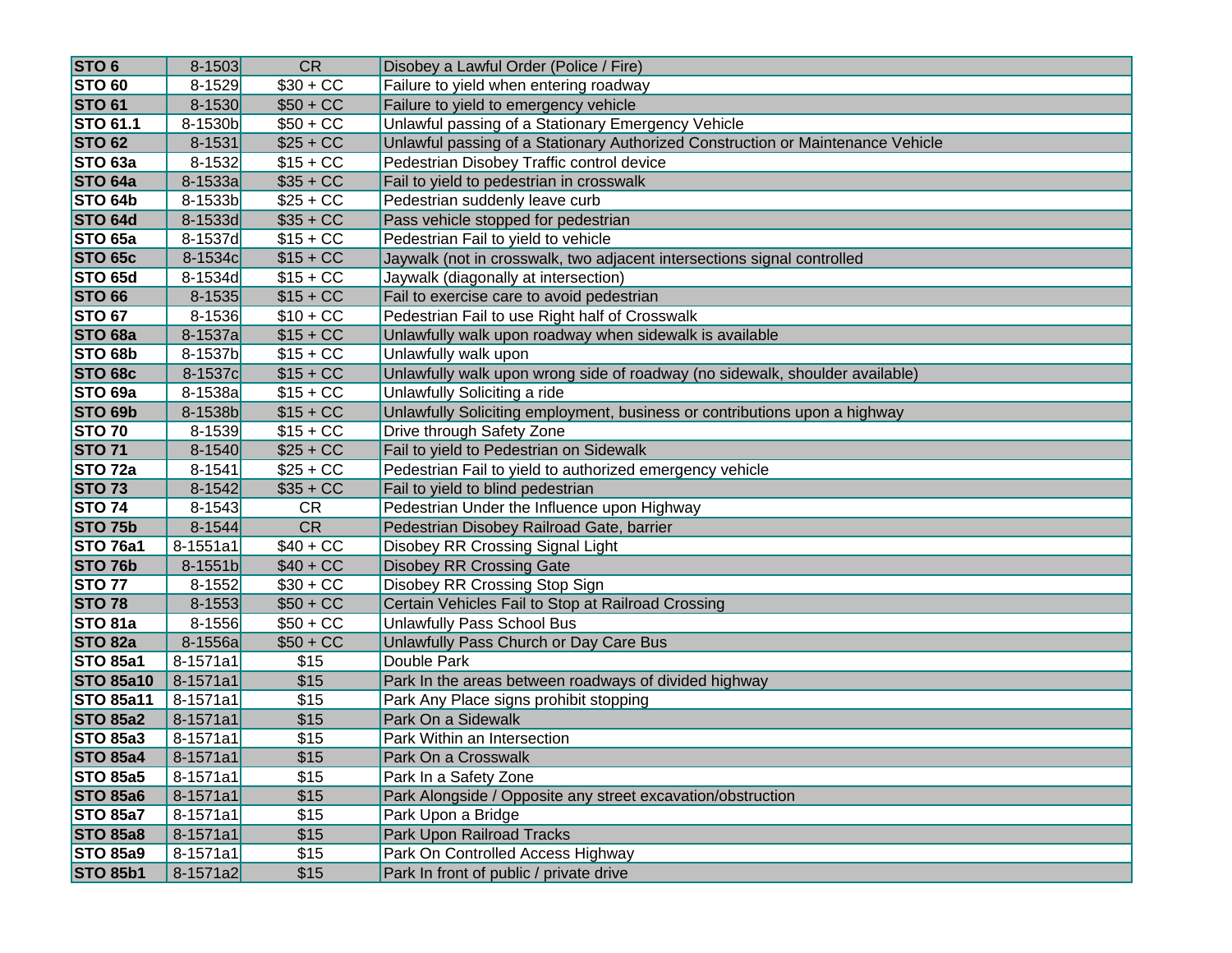| STO 6 | 8-1503 | CR | Disobey a Lawful Order (Police / Fire) |
|---|---|---|---|
| **STO 60** | 8-1529 | $30 + CC | Failure to yield when entering roadway |
| **STO 61** | 8-1530 | $50 + CC | Failure to yield to emergency vehicle |
| **STO 61.1** | 8-1530b | $50 + CC | Unlawful passing of a Stationary Emergency Vehicle |
| **STO 62** | 8-1531 | $25 + CC | Unlawful passing of a Stationary Authorized Construction or Maintenance Vehicle |
| **STO 63a** | 8-1532 | $15 + CC | Pedestrian Disobey Traffic control device |
| **STO 64a** | 8-1533a | $35 + CC | Fail to yield to pedestrian in crosswalk |
| **STO 64b** | 8-1533b | $25 + CC | Pedestrian suddenly leave curb |
| **STO 64d** | 8-1533d | $35 + CC | Pass vehicle stopped for pedestrian |
| **STO 65a** | 8-1537d | $15 + CC | Pedestrian Fail to yield to vehicle |
| **STO 65c** | 8-1534c | $15 + CC | Jaywalk (not in crosswalk, two adjacent intersections signal controlled |
| **STO 65d** | 8-1534d | $15 + CC | Jaywalk (diagonally at intersection) |
| **STO 66** | 8-1535 | $15 + CC | Fail to exercise care to avoid pedestrian |
| **STO 67** | 8-1536 | $10 + CC | Pedestrian Fail to use Right half of Crosswalk |
| **STO 68a** | 8-1537a | $15 + CC | Unlawfully walk upon roadway when sidewalk is available |
| **STO 68b** | 8-1537b | $15 + CC | Unlawfully walk upon |
| **STO 68c** | 8-1537c | $15 + CC | Unlawfully walk upon wrong side of roadway (no sidewalk, shoulder available) |
| **STO 69a** | 8-1538a | $15 + CC | Unlawfully Soliciting a ride |
| **STO 69b** | 8-1538b | $15 + CC | Unlawfully Soliciting employment, business or contributions upon a highway |
| **STO 70** | 8-1539 | $15 + CC | Drive through Safety Zone |
| **STO 71** | 8-1540 | $25 + CC | Fail to yield to Pedestrian on Sidewalk |
| **STO 72a** | 8-1541 | $25 + CC | Pedestrian Fail to yield to authorized emergency vehicle |
| **STO 73** | 8-1542 | $35 + CC | Fail to yield to blind pedestrian |
| **STO 74** | 8-1543 | CR | Pedestrian Under the Influence upon Highway |
| **STO 75b** | 8-1544 | CR | Pedestrian Disobey Railroad Gate, barrier |
| **STO 76a1** | 8-1551a1 | $40 + CC | Disobey RR Crossing Signal Light |
| **STO 76b** | 8-1551b | $40 + CC | Disobey RR Crossing Gate |
| **STO 77** | 8-1552 | $30 + CC | Disobey RR Crossing Stop Sign |
| **STO 78** | 8-1553 | $50 + CC | Certain Vehicles Fail to Stop at Railroad Crossing |
| **STO 81a** | 8-1556 | $50 + CC | Unlawfully Pass School Bus |
| **STO 82a** | 8-1556a | $50 + CC | Unlawfully Pass Church or Day Care Bus |
| **STO 85a1** | 8-1571a1 | $15 | Double Park |
| **STO 85a10** | 8-1571a1 | $15 | Park In the areas between roadways of divided highway |
| **STO 85a11** | 8-1571a1 | $15 | Park Any Place signs prohibit stopping |
| **STO 85a2** | 8-1571a1 | $15 | Park On a Sidewalk |
| **STO 85a3** | 8-1571a1 | $15 | Park Within an Intersection |
| **STO 85a4** | 8-1571a1 | $15 | Park On a Crosswalk |
| **STO 85a5** | 8-1571a1 | $15 | Park In a Safety Zone |
| **STO 85a6** | 8-1571a1 | $15 | Park Alongside / Opposite any street excavation/obstruction |
| **STO 85a7** | 8-1571a1 | $15 | Park Upon a Bridge |
| **STO 85a8** | 8-1571a1 | $15 | Park Upon Railroad Tracks |
| **STO 85a9** | 8-1571a1 | $15 | Park On Controlled Access Highway |
| **STO 85b1** | 8-1571a2 | $15 | Park In front of public / private drive |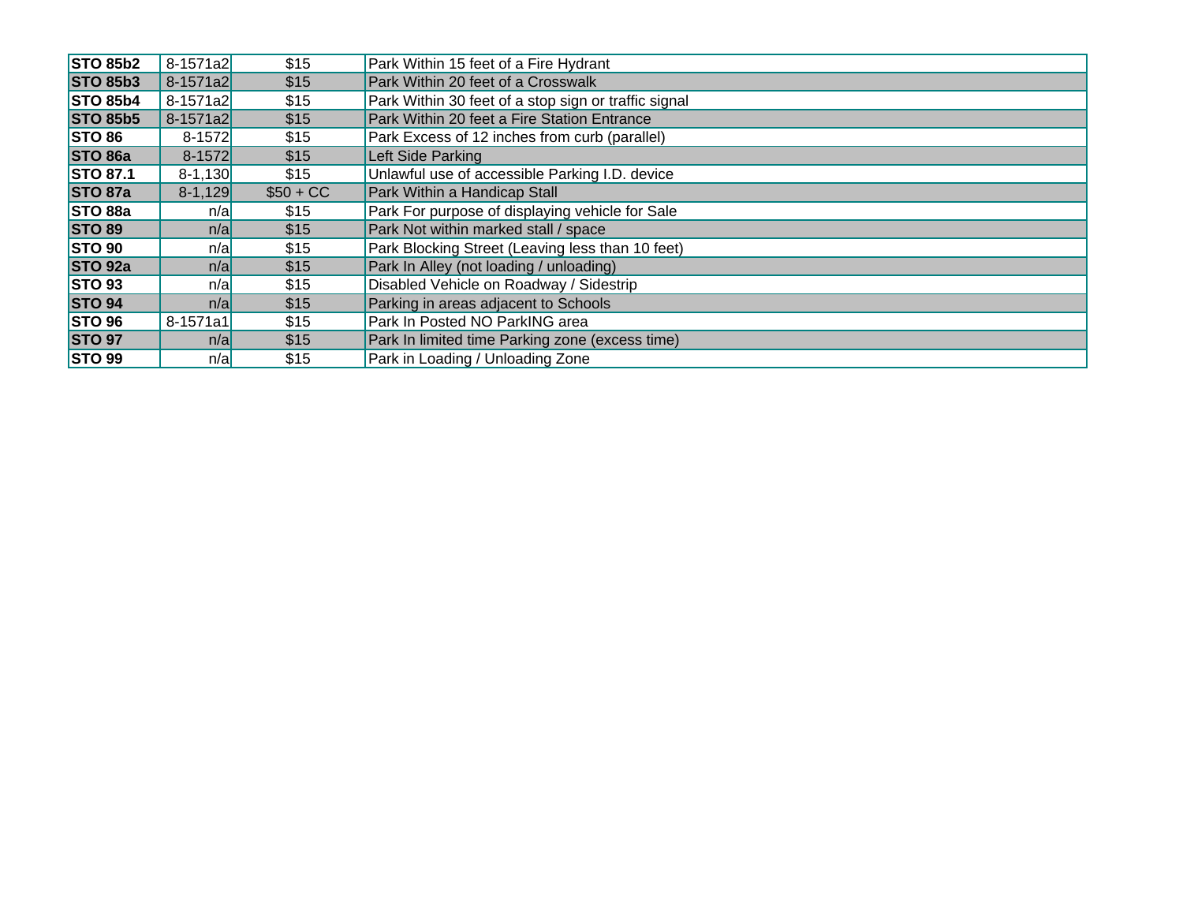| | | | |
|---|---|---|---|
| **STO 85b2** | 8-1571a2 | $15 | Park Within 15 feet of a Fire Hydrant |
| **STO 85b3** | 8-1571a2 | $15 | Park Within 20 feet of a Crosswalk |
| **STO 85b4** | 8-1571a2 | $15 | Park Within 30 feet of a stop sign or traffic signal |
| **STO 85b5** | 8-1571a2 | $15 | Park Within 20 feet a Fire Station Entrance |
| **STO 86** | 8-1572 | $15 | Park Excess of 12 inches from curb (parallel) |
| **STO 86a** | 8-1572 | $15 | Left Side Parking |
| **STO 87.1** | 8-1,130 | $15 | Unlawful use of accessible Parking I.D. device |
| **STO 87a** | 8-1,129 | $50 + CC | Park Within a Handicap Stall |
| **STO 88a** | n/a | $15 | Park For purpose of displaying vehicle for Sale |
| **STO 89** | n/a | $15 | Park Not within marked stall / space |
| **STO 90** | n/a | $15 | Park Blocking Street (Leaving less than 10 feet) |
| **STO 92a** | n/a | $15 | Park In Alley (not loading / unloading) |
| **STO 93** | n/a | $15 | Disabled Vehicle on Roadway / Sidestrip |
| **STO 94** | n/a | $15 | Parking in areas adjacent to Schools |
| **STO 96** | 8-1571a1 | $15 | Park In Posted NO ParkING area |
| **STO 97** | n/a | $15 | Park In limited time Parking zone (excess time) |
| **STO 99** | n/a | $15 | Park in Loading / Unloading Zone |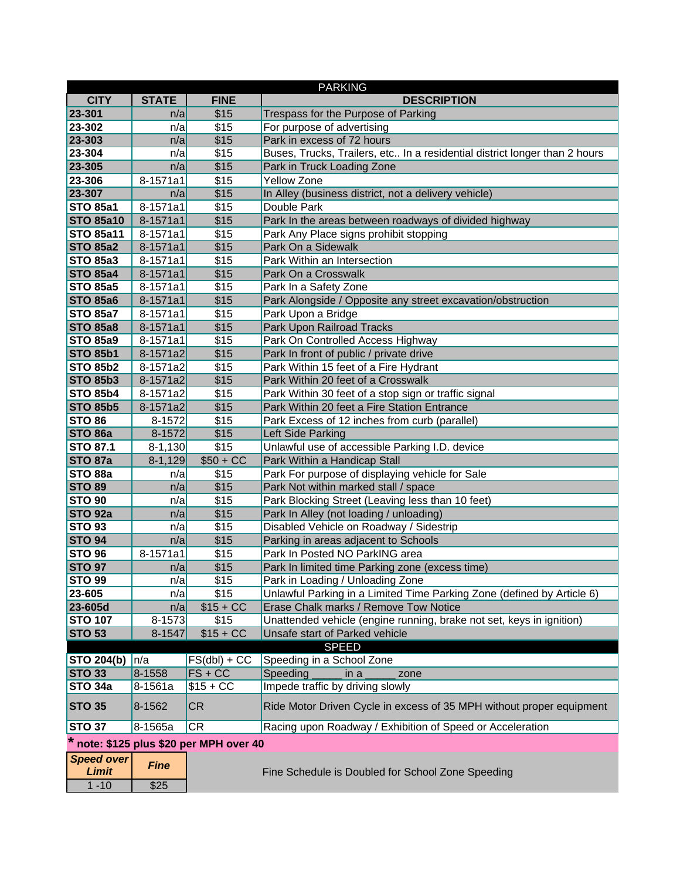| PARKING | | | |
|---|---|---|---|
| **CITY** | **STATE** | **FINE** | **DESCRIPTION** |
| **23-301** | n/a | $15 | Trespass for the Purpose of Parking |
| **23-302** | n/a | $15 | For purpose of advertising |
| **23-303** | n/a | $15 | Park in excess of 72 hours |
| **23-304** | n/a | $15 | Buses, Trucks, Trailers, etc.. In a residential district longer than 2 hours |
| **23-305** | n/a | $15 | Park in Truck Loading Zone |
| **23-306** | 8-1571a1 | $15 | Yellow Zone |
| **23-307** | n/a | $15 | In Alley (business district, not a delivery vehicle) |
| **STO 85a1** | 8-1571a1 | $15 | Double Park |
| **STO 85a10** | 8-1571a1 | $15 | Park In the areas between roadways of divided highway |
| **STO 85a11** | 8-1571a1 | $15 | Park Any Place signs prohibit stopping |
| **STO 85a2** | 8-1571a1 | $15 | Park On a Sidewalk |
| **STO 85a3** | 8-1571a1 | $15 | Park Within an Intersection |
| **STO 85a4** | 8-1571a1 | $15 | Park On a Crosswalk |
| **STO 85a5** | 8-1571a1 | $15 | Park In a Safety Zone |
| **STO 85a6** | 8-1571a1 | $15 | Park Alongside / Opposite any street excavation/obstruction |
| **STO 85a7** | 8-1571a1 | $15 | Park Upon a Bridge |
| **STO 85a8** | 8-1571a1 | $15 | Park Upon Railroad Tracks |
| **STO 85a9** | 8-1571a1 | $15 | Park On Controlled Access Highway |
| **STO 85b1** | 8-1571a2 | $15 | Park In front of public / private drive |
| **STO 85b2** | 8-1571a2 | $15 | Park Within 15 feet of a Fire Hydrant |
| **STO 85b3** | 8-1571a2 | $15 | Park Within 20 feet of a Crosswalk |
| **STO 85b4** | 8-1571a2 | $15 | Park Within 30 feet of a stop sign or traffic signal |
| **STO 85b5** | 8-1571a2 | $15 | Park Within 20 feet a Fire Station Entrance |
| **STO 86** | 8-1572 | $15 | Park Excess of 12 inches from curb (parallel) |
| **STO 86a** | 8-1572 | $15 | Left Side Parking |
| **STO 87.1** | 8-1,130 | $15 | Unlawful use of accessible Parking I.D. device |
| **STO 87a** | 8-1,129 | $50 + CC | Park Within a Handicap Stall |
| **STO 88a** | n/a | $15 | Park For purpose of displaying vehicle for Sale |
| **STO 89** | n/a | $15 | Park Not within marked stall / space |
| **STO 90** | n/a | $15 | Park Blocking Street (Leaving less than 10 feet) |
| **STO 92a** | n/a | $15 | Park In Alley (not loading / unloading) |
| **STO 93** | n/a | $15 | Disabled Vehicle on Roadway / Sidestrip |
| **STO 94** | n/a | $15 | Parking in areas adjacent to Schools |
| **STO 96** | 8-1571a1 | $15 | Park In Posted NO ParkING area |
| **STO 97** | n/a | $15 | Park In limited time Parking zone (excess time) |
| **STO 99** | n/a | $15 | Park in Loading / Unloading Zone |
| **23-605** | n/a | $15 | Unlawful Parking in a Limited Time Parking Zone (defined by Article 6) |
| **23-605d** | n/a | $15 + CC | Erase Chalk marks / Remove Tow Notice |
| **STO 107** | 8-1573 | $15 | Unattended vehicle (engine running, brake not set, keys in ignition) |
| **STO 53** | 8-1547 | $15 + CC | Unsafe start of Parked vehicle |
| SPEED | | | |
| **STO 204(b)** | n/a | FS(dbl) + CC | Speeding in a School Zone |
| **STO 33** | 8-1558 | FS + CC | Speeding _____ in a _____ zone |
| **STO 34a** | 8-1561a | $15 + CC | Impede traffic by driving slowly |
| **STO 35** | 8-1562 | CR | Ride Motor Driven Cycle in excess of 35 MPH without proper equipment |
| **STO 37** | 8-1565a | CR | Racing upon Roadway / Exhibition of Speed or Acceleration |

**\* note: $125 plus $20 per MPH over 40**

| ***Speed over Limit*** | ***Fine*** |
|---|---|
| 1 -10 | $25 |

Fine Schedule is Doubled for School Zone Speeding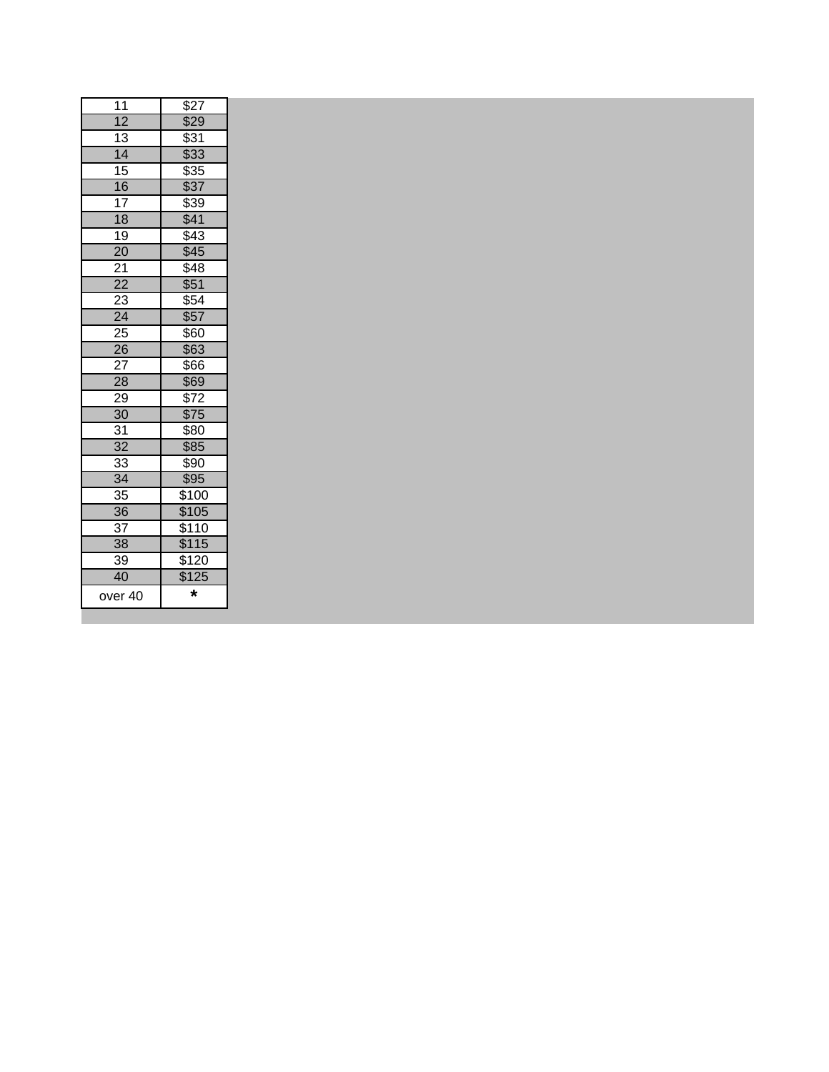| | |
|---|---|
| 11 | $27 |
| 12 | $29 |
| 13 | $31 |
| 14 | $33 |
| 15 | $35 |
| 16 | $37 |
| 17 | $39 |
| 18 | $41 |
| 19 | $43 |
| 20 | $45 |
| 21 | $48 |
| 22 | $51 |
| 23 | $54 |
| 24 | $57 |
| 25 | $60 |
| 26 | $63 |
| 27 | $66 |
| 28 | $69 |
| 29 | $72 |
| 30 | $75 |
| 31 | $80 |
| 32 | $85 |
| 33 | $90 |
| 34 | $95 |
| 35 | $100 |
| 36 | $105 |
| 37 | $110 |
| 38 | $115 |
| 39 | $120 |
| 40 | $125 |
| over 40 | * |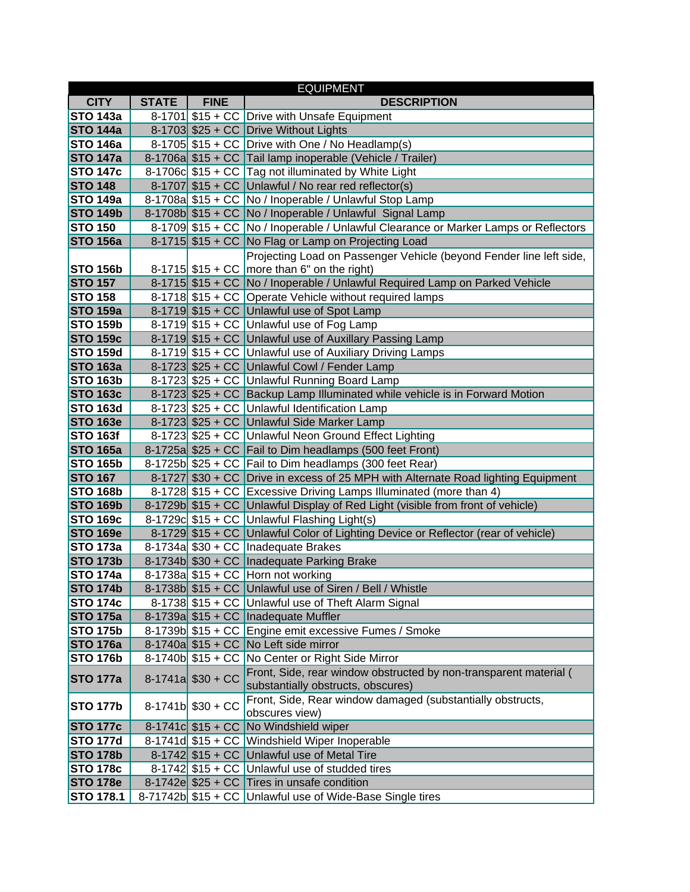| EQUIPMENT | | | |
|---|---|---|---|
| **CITY** | **STATE** | **FINE** | **DESCRIPTION** |
| **STO 143a** | 8-1701 | $15 + CC | Drive with Unsafe Equipment |
| **STO 144a** | 8-1703 | $25 + CC | Drive Without Lights |
| **STO 146a** | 8-1705 | $15 + CC | Drive with One / No Headlamp(s) |
| **STO 147a** | 8-1706a | $15 + CC | Tail lamp inoperable (Vehicle / Trailer) |
| **STO 147c** | 8-1706c | $15 + CC | Tag not illuminated by White Light |
| **STO 148** | 8-1707 | $15 + CC | Unlawful / No rear red reflector(s) |
| **STO 149a** | 8-1708a | $15 + CC | No / Inoperable / Unlawful Stop Lamp |
| **STO 149b** | 8-1708b | $15 + CC | No / Inoperable / Unlawful Signal Lamp |
| **STO 150** | 8-1709 | $15 + CC | No / Inoperable / Unlawful Clearance or Marker Lamps or Reflectors |
| **STO 156a** | 8-1715 | $15 + CC | No Flag or Lamp on Projecting Load |
| **STO 156b** | 8-1715 | $15 + CC | Projecting Load on Passenger Vehicle (beyond Fender line left side, more than 6" on the right) |
| **STO 157** | 8-1715 | $15 + CC | No / Inoperable / Unlawful Required Lamp on Parked Vehicle |
| **STO 158** | 8-1718 | $15 + CC | Operate Vehicle without required lamps |
| **STO 159a** | 8-1719 | $15 + CC | Unlawful use of Spot Lamp |
| **STO 159b** | 8-1719 | $15 + CC | Unlawful use of Fog Lamp |
| **STO 159c** | 8-1719 | $15 + CC | Unlawful use of Auxillary Passing Lamp |
| **STO 159d** | 8-1719 | $15 + CC | Unlawful use of Auxiliary Driving Lamps |
| **STO 163a** | 8-1723 | $25 + CC | Unlawful Cowl / Fender Lamp |
| **STO 163b** | 8-1723 | $25 + CC | Unlawful Running Board Lamp |
| **STO 163c** | 8-1723 | $25 + CC | Backup Lamp Illuminated while vehicle is in Forward Motion |
| **STO 163d** | 8-1723 | $25 + CC | Unlawful Identification Lamp |
| **STO 163e** | 8-1723 | $25 + CC | Unlawful Side Marker Lamp |
| **STO 163f** | 8-1723 | $25 + CC | Unlawful Neon Ground Effect Lighting |
| **STO 165a** | 8-1725a | $25 + CC | Fail to Dim headlamps (500 feet Front) |
| **STO 165b** | 8-1725b | $25 + CC | Fail to Dim headlamps (300 feet Rear) |
| **STO 167** | 8-1727 | $30 + CC | Drive in excess of 25 MPH with Alternate Road lighting Equipment |
| **STO 168b** | 8-1728 | $15 + CC | Excessive Driving Lamps Illuminated (more than 4) |
| **STO 169b** | 8-1729b | $15 + CC | Unlawful Display of Red Light (visible from front of vehicle) |
| **STO 169c** | 8-1729c | $15 + CC | Unlawful Flashing Light(s) |
| **STO 169e** | 8-1729 | $15 + CC | Unlawful Color of Lighting Device or Reflector (rear of vehicle) |
| **STO 173a** | 8-1734a | $30 + CC | Inadequate Brakes |
| **STO 173b** | 8-1734b | $30 + CC | Inadequate Parking Brake |
| **STO 174a** | 8-1738a | $15 + CC | Horn not working |
| **STO 174b** | 8-1738b | $15 + CC | Unlawful use of Siren / Bell / Whistle |
| **STO 174c** | 8-1738 | $15 + CC | Unlawful use of Theft Alarm Signal |
| **STO 175a** | 8-1739a | $15 + CC | Inadequate Muffler |
| **STO 175b** | 8-1739b | $15 + CC | Engine emit excessive Fumes / Smoke |
| **STO 176a** | 8-1740a | $15 + CC | No Left side mirror |
| **STO 176b** | 8-1740b | $15 + CC | No Center or Right Side Mirror |
| **STO 177a** | 8-1741a | $30 + CC | Front, Side, rear window obstructed by non-transparent material ( substantially obstructs, obscures) |
| **STO 177b** | 8-1741b | $30 + CC | Front, Side, Rear window damaged (substantially obstructs, obscures view) |
| **STO 177c** | 8-1741c | $15 + CC | No Windshield wiper |
| **STO 177d** | 8-1741d | $15 + CC | Windshield Wiper Inoperable |
| **STO 178b** | 8-1742 | $15 + CC | Unlawful use of Metal Tire |
| **STO 178c** | 8-1742 | $15 + CC | Unlawful use of studded tires |
| **STO 178e** | 8-1742e | $25 + CC | Tires in unsafe condition |
| **STO 178.1** | 8-71742b | $15 + CC | Unlawful use of Wide-Base Single tires |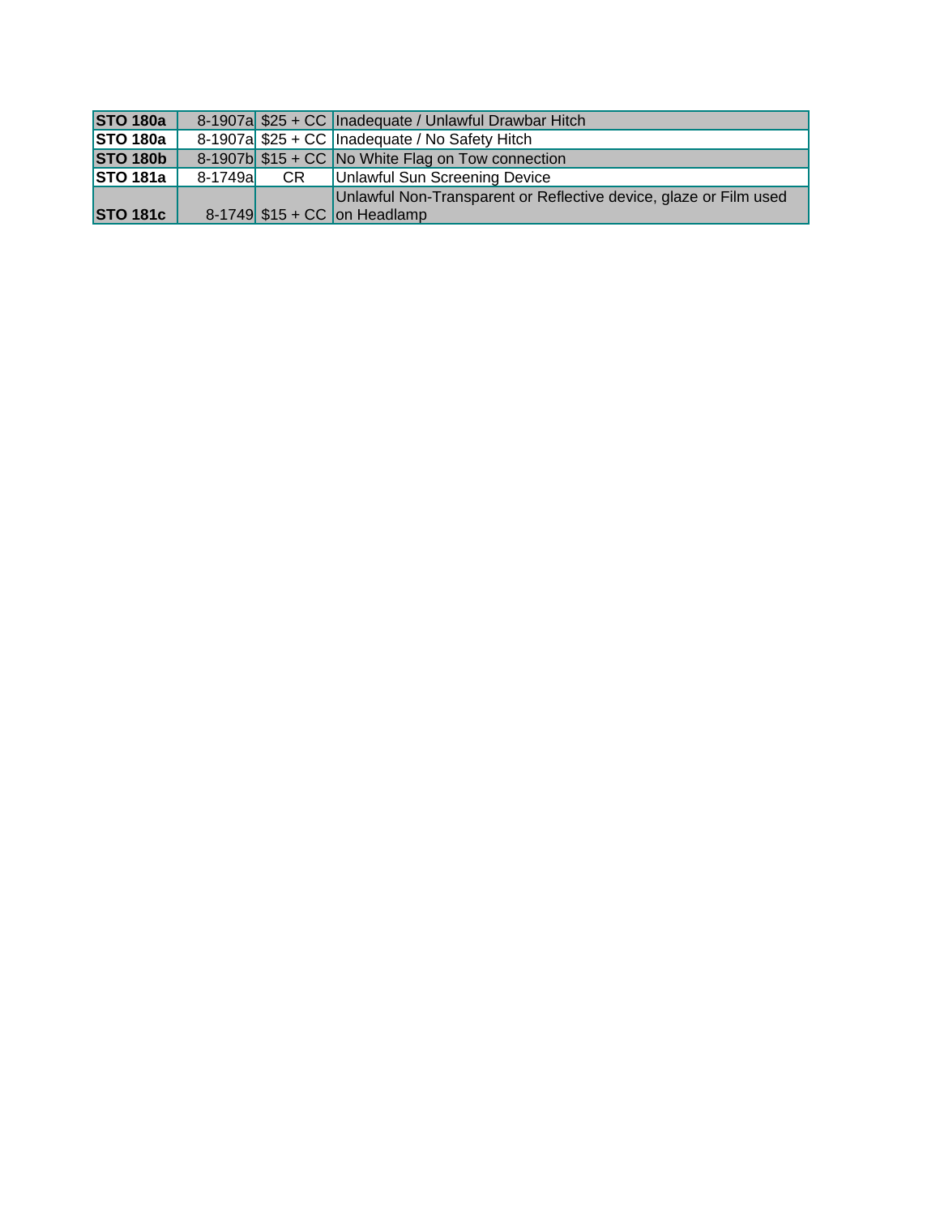| | | | |
|---|---|---|---|
| **STO 180a** | 8-1907a | $25 + CC | Inadequate / Unlawful Drawbar Hitch |
| **STO 180a** | 8-1907a | $25 + CC | Inadequate / No Safety Hitch |
| **STO 180b** | 8-1907b | $15 + CC | No White Flag on Tow connection |
| **STO 181a** | 8-1749a | CR | Unlawful Sun Screening Device |
| **STO 181c** | 8-1749 | $15 + CC | Unlawful Non-Transparent or Reflective device, glaze or Film used on Headlamp |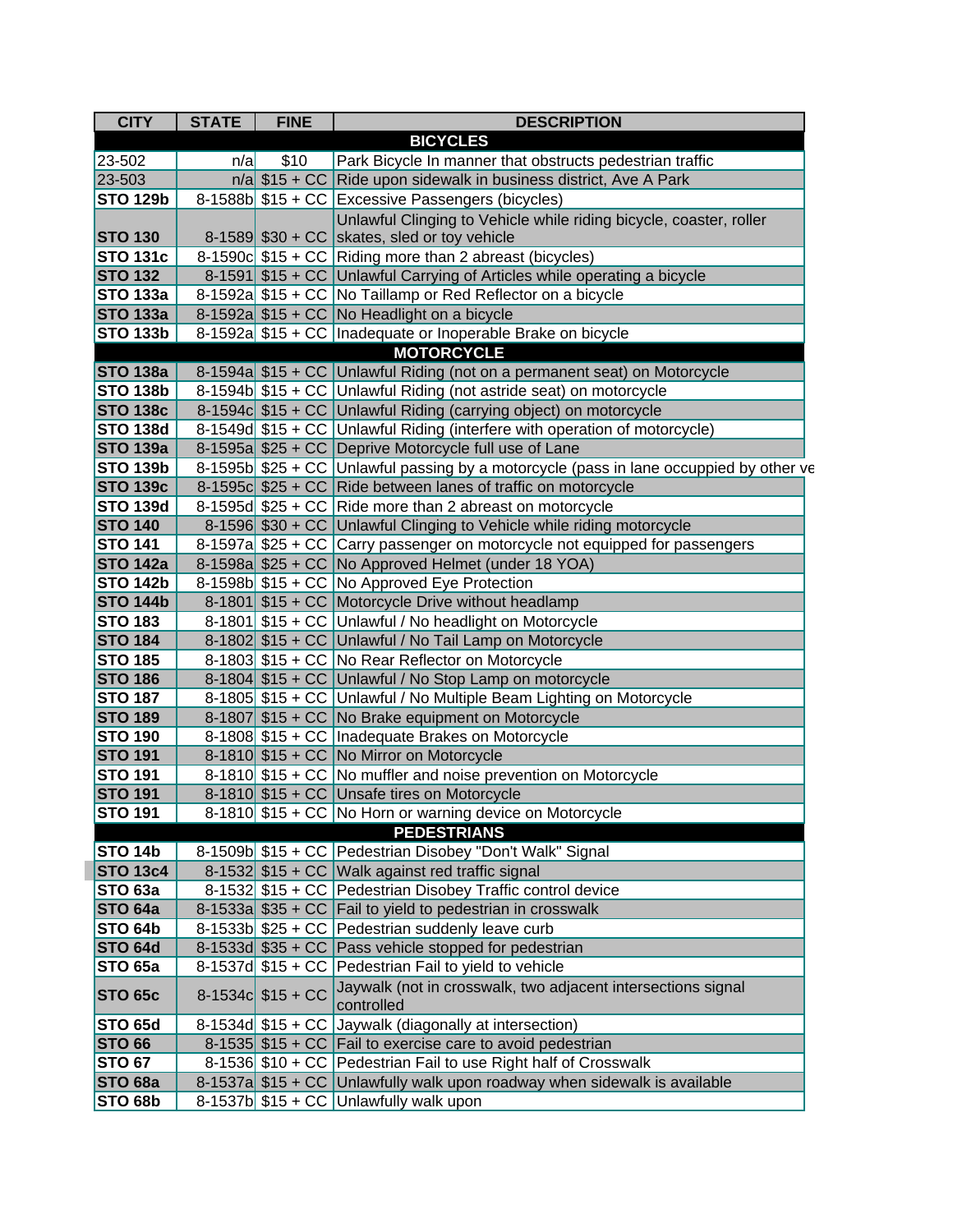| CITY | STATE | FINE | DESCRIPTION |
|---|---|---|---|
| **BICYCLES** | | | |
| 23-502 | n/a | $10 | Park Bicycle In manner that obstructs pedestrian traffic |
| 23-503 | n/a | $15 + CC | Ride upon sidewalk in business district, Ave A Park |
| **STO 129b** | 8-1588b | $15 + CC | Excessive Passengers (bicycles) |
| **STO 130** | 8-1589 | $30 + CC | Unlawful Clinging to Vehicle while riding bicycle, coaster, roller skates, sled or toy vehicle |
| **STO 131c** | 8-1590c | $15 + CC | Riding more than 2 abreast (bicycles) |
| **STO 132** | 8-1591 | $15 + CC | Unlawful Carrying of Articles while operating a bicycle |
| **STO 133a** | 8-1592a | $15 + CC | No Taillamp or Red Reflector on a bicycle |
| **STO 133a** | 8-1592a | $15 + CC | No Headlight on a bicycle |
| **STO 133b** | 8-1592a | $15 + CC | Inadequate or Inoperable Brake on bicycle |
| **MOTORCYCLE** | | | |
| **STO 138a** | 8-1594a | $15 + CC | Unlawful Riding (not on a permanent seat) on Motorcycle |
| **STO 138b** | 8-1594b | $15 + CC | Unlawful Riding (not astride seat) on motorcycle |
| **STO 138c** | 8-1594c | $15 + CC | Unlawful Riding (carrying object) on motorcycle |
| **STO 138d** | 8-1549d | $15 + CC | Unlawful Riding (interfere with operation of motorcycle) |
| **STO 139a** | 8-1595a | $25 + CC | Deprive Motorcycle full use of Lane |
| **STO 139b** | 8-1595b | $25 + CC | Unlawful passing by a motorcycle (pass in lane occupied by other ve |
| **STO 139c** | 8-1595c | $25 + CC | Ride between lanes of traffic on motorcycle |
| **STO 139d** | 8-1595d | $25 + CC | Ride more than 2 abreast on motorcycle |
| **STO 140** | 8-1596 | $30 + CC | Unlawful Clinging to Vehicle while riding motorcycle |
| **STO 141** | 8-1597a | $25 + CC | Carry passenger on motorcycle not equipped for passengers |
| **STO 142a** | 8-1598a | $25 + CC | No Approved Helmet (under 18 YOA) |
| **STO 142b** | 8-1598b | $15 + CC | No Approved Eye Protection |
| **STO 144b** | 8-1801 | $15 + CC | Motorcycle Drive without headlamp |
| **STO 183** | 8-1801 | $15 + CC | Unlawful / No headlight on Motorcycle |
| **STO 184** | 8-1802 | $15 + CC | Unlawful / No Tail Lamp on Motorcycle |
| **STO 185** | 8-1803 | $15 + CC | No Rear Reflector on Motorcycle |
| **STO 186** | 8-1804 | $15 + CC | Unlawful / No Stop Lamp on motorcycle |
| **STO 187** | 8-1805 | $15 + CC | Unlawful / No Multiple Beam Lighting on Motorcycle |
| **STO 189** | 8-1807 | $15 + CC | No Brake equipment on Motorcycle |
| **STO 190** | 8-1808 | $15 + CC | Inadequate Brakes on Motorcycle |
| **STO 191** | 8-1810 | $15 + CC | No Mirror on Motorcycle |
| **STO 191** | 8-1810 | $15 + CC | No muffler and noise prevention on Motorcycle |
| **STO 191** | 8-1810 | $15 + CC | Unsafe tires on Motorcycle |
| **STO 191** | 8-1810 | $15 + CC | No Horn or warning device on Motorcycle |
| **PEDESTRIANS** | | | |
| **STO 14b** | 8-1509b | $15 + CC | Pedestrian Disobey "Don't Walk" Signal |
| **STO 13c4** | 8-1532 | $15 + CC | Walk against red traffic signal |
| **STO 63a** | 8-1532 | $15 + CC | Pedestrian Disobey Traffic control device |
| **STO 64a** | 8-1533a | $35 + CC | Fail to yield to pedestrian in crosswalk |
| **STO 64b** | 8-1533b | $25 + CC | Pedestrian suddenly leave curb |
| **STO 64d** | 8-1533d | $35 + CC | Pass vehicle stopped for pedestrian |
| **STO 65a** | 8-1537d | $15 + CC | Pedestrian Fail to yield to vehicle |
| **STO 65c** | 8-1534c | $15 + CC | Jaywalk (not in crosswalk, two adjacent intersections signal controlled |
| **STO 65d** | 8-1534d | $15 + CC | Jaywalk (diagonally at intersection) |
| **STO 66** | 8-1535 | $15 + CC | Fail to exercise care to avoid pedestrian |
| **STO 67** | 8-1536 | $10 + CC | Pedestrian Fail to use Right half of Crosswalk |
| **STO 68a** | 8-1537a | $15 + CC | Unlawfully walk upon roadway when sidewalk is available |
| **STO 68b** | 8-1537b | $15 + CC | Unlawfully walk upon |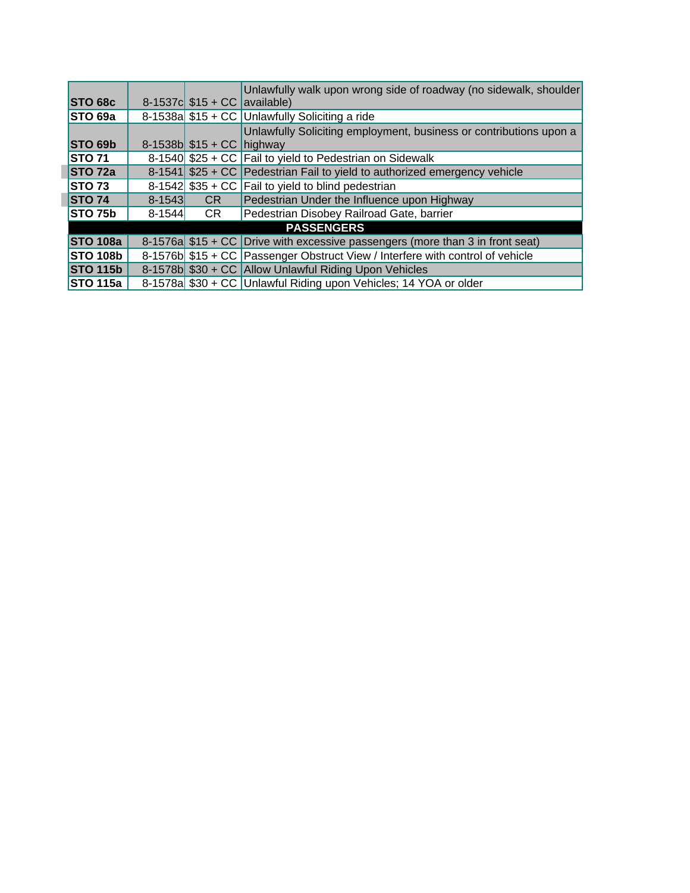| | | | |
|---|---|---|---|
| **STO 68c** | 8-1537c | $15 + CC | Unlawfully walk upon wrong side of roadway (no sidewalk, shoulder available) |
| **STO 69a** | 8-1538a | $15 + CC | Unlawfully Soliciting a ride |
| **STO 69b** | 8-1538b | $15 + CC | Unlawfully Soliciting employment, business or contributions upon a highway |
| **STO 71** | 8-1540 | $25 + CC | Fail to yield to Pedestrian on Sidewalk |
| **STO 72a** | 8-1541 | $25 + CC | Pedestrian Fail to yield to authorized emergency vehicle |
| **STO 73** | 8-1542 | $35 + CC | Fail to yield to blind pedestrian |
| **STO 74** | 8-1543 | CR | Pedestrian Under the Influence upon Highway |
| **STO 75b** | 8-1544 | CR | Pedestrian Disobey Railroad Gate, barrier |
| | | | **PASSENGERS** |
| **STO 108a** | 8-1576a | $15 + CC | Drive with excessive passengers (more than 3 in front seat) |
| **STO 108b** | 8-1576b | $15 + CC | Passenger Obstruct View / Interfere with control of vehicle |
| **STO 115b** | 8-1578b | $30 + CC | Allow Unlawful Riding Upon Vehicles |
| **STO 115a** | 8-1578a | $30 + CC | Unlawful Riding upon Vehicles; 14 YOA or older |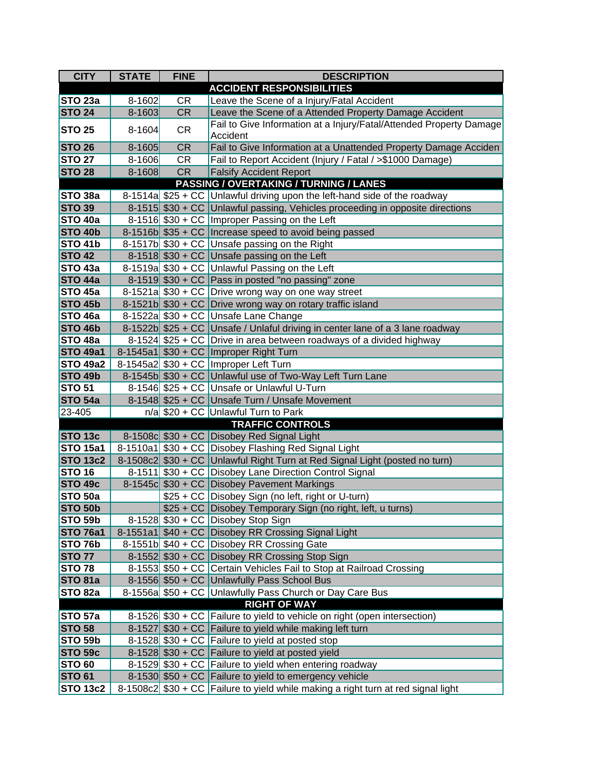| CITY | STATE | FINE | DESCRIPTION |
|---|---|---|---|
| | | | **ACCIDENT RESPONSIBILITIES** |
| **STO 23a** | 8-1602 | CR | Leave the Scene of a Injury/Fatal Accident |
| **STO 24** | 8-1603 | CR | Leave the Scene of a Attended Property Damage Accident |
| **STO 25** | 8-1604 | CR | Fail to Give Information at a Injury/Fatal/Attended Property Damage Accident |
| **STO 26** | 8-1605 | CR | Fail to Give Information at a Unattended Property Damage Acciden |
| **STO 27** | 8-1606 | CR | Fail to Report Accident (Injury / Fatal / >$1000 Damage) |
| **STO 28** | 8-1608 | CR | Falsify Accident Report |
| | | | **PASSING / OVERTAKING / TURNING / LANES** |
| **STO 38a** | 8-1514a | $25 + CC | Unlawful driving upon the left-hand side of the roadway |
| **STO 39** | 8-1515 | $30 + CC | Unlawful passing, Vehicles proceeding in opposite directions |
| **STO 40a** | 8-1516 | $30 + CC | Improper Passing on the Left |
| **STO 40b** | 8-1516b | $35 + CC | Increase speed to avoid being passed |
| **STO 41b** | 8-1517b | $30 + CC | Unsafe passing on the Right |
| **STO 42** | 8-1518 | $30 + CC | Unsafe passing on the Left |
| **STO 43a** | 8-1519a | $30 + CC | Unlawful Passing on the Left |
| **STO 44a** | 8-1519 | $30 + CC | Pass in posted "no passing" zone |
| **STO 45a** | 8-1521a | $30 + CC | Drive wrong way on one way street |
| **STO 45b** | 8-1521b | $30 + CC | Drive wrong way on rotary traffic island |
| **STO 46a** | 8-1522a | $30 + CC | Unsafe Lane Change |
| **STO 46b** | 8-1522b | $25 + CC | Unsafe / Unlaful driving in center lane of a 3 lane roadway |
| **STO 48a** | 8-1524 | $25 + CC | Drive in area between roadways of a divided highway |
| **STO 49a1** | 8-1545a1 | $30 + CC | Improper Right Turn |
| **STO 49a2** | 8-1545a2 | $30 + CC | Improper Left Turn |
| **STO 49b** | 8-1545b | $30 + CC | Unlawful use of Two-Way Left Turn Lane |
| **STO 51** | 8-1546 | $25 + CC | Unsafe or Unlawful U-Turn |
| **STO 54a** | 8-1548 | $25 + CC | Unsafe Turn / Unsafe Movement |
| 23-405 | n/a | $20 + CC | Unlawful Turn to Park |
| | | | **TRAFFIC CONTROLS** |
| **STO 13c** | 8-1508c | $30 + CC | Disobey Red Signal Light |
| **STO 15a1** | 8-1510a1 | $30 + CC | Disobey Flashing Red Signal Light |
| **STO 13c2** | 8-1508c2 | $30 + CC | Unlawful Right Turn at Red Signal Light (posted no turn) |
| **STO 16** | 8-1511 | $30 + CC | Disobey Lane Direction Control Signal |
| **STO 49c** | 8-1545c | $30 + CC | Disobey Pavement Markings |
| **STO 50a** | | $25 + CC | Disobey Sign (no left, right or U-turn) |
| **STO 50b** | | $25 + CC | Disobey Temporary Sign (no right, left, u turns) |
| **STO 59b** | 8-1528 | $30 + CC | Disobey Stop Sign |
| **STO 76a1** | 8-1551a1 | $40 + CC | Disobey RR Crossing Signal Light |
| **STO 76b** | 8-1551b | $40 + CC | Disobey RR Crossing Gate |
| **STO 77** | 8-1552 | $30 + CC | Disobey RR Crossing Stop Sign |
| **STO 78** | 8-1553 | $50 + CC | Certain Vehicles Fail to Stop at Railroad Crossing |
| **STO 81a** | 8-1556 | $50 + CC | Unlawfully Pass School Bus |
| **STO 82a** | 8-1556a | $50 + CC | Unlawfully Pass Church or Day Care Bus |
| | | | **RIGHT OF WAY** |
| **STO 57a** | 8-1526 | $30 + CC | Failure to yield to vehicle on right (open intersection) |
| **STO 58** | 8-1527 | $30 + CC | Failure to yield while making left turn |
| **STO 59b** | 8-1528 | $30 + CC | Failure to yield at posted stop |
| **STO 59c** | 8-1528 | $30 + CC | Failure to yield at posted yield |
| **STO 60** | 8-1529 | $30 + CC | Failure to yield when entering roadway |
| **STO 61** | 8-1530 | $50 + CC | Failure to yield to emergency vehicle |
| **STO 13c2** | 8-1508c2 | $30 + CC | Failure to yield while making a right turn at red signal light |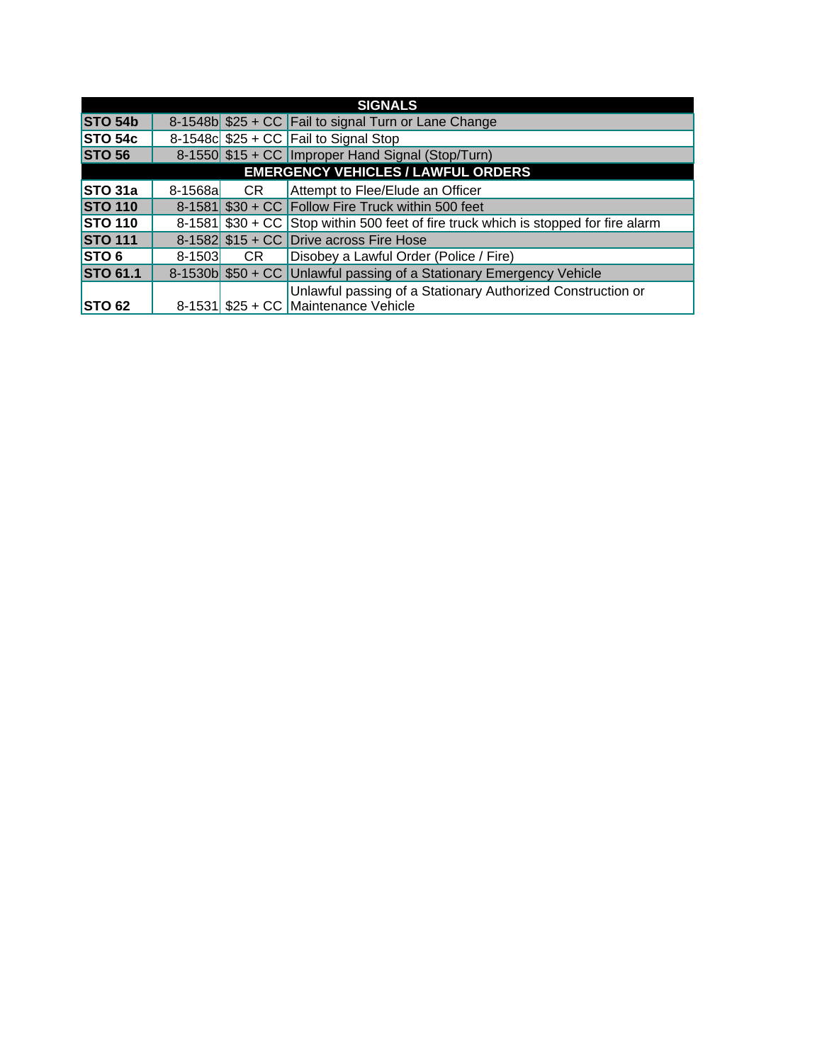| SIGNALS | | | |
|---|---|---|---|
| **STO 54b** | 8-1548b | $25 + CC | Fail to signal Turn or Lane Change |
| **STO 54c** | 8-1548c | $25 + CC | Fail to Signal Stop |
| **STO 56** | 8-1550 | $15 + CC | Improper Hand Signal (Stop/Turn) |
| **EMERGENCY VEHICLES / LAWFUL ORDERS** | | | |
| **STO 31a** | 8-1568a | CR | Attempt to Flee/Elude an Officer |
| **STO 110** | 8-1581 | $30 + CC | Follow Fire Truck within 500 feet |
| **STO 110** | 8-1581 | $30 + CC | Stop within 500 feet of fire truck which is stopped for fire alarm |
| **STO 111** | 8-1582 | $15 + CC | Drive across Fire Hose |
| **STO 6** | 8-1503 | CR | Disobey a Lawful Order (Police / Fire) |
| **STO 61.1** | 8-1530b | $50 + CC | Unlawful passing of a Stationary Emergency Vehicle |
| **STO 62** | 8-1531 | $25 + CC | Unlawful passing of a Stationary Authorized Construction or Maintenance Vehicle |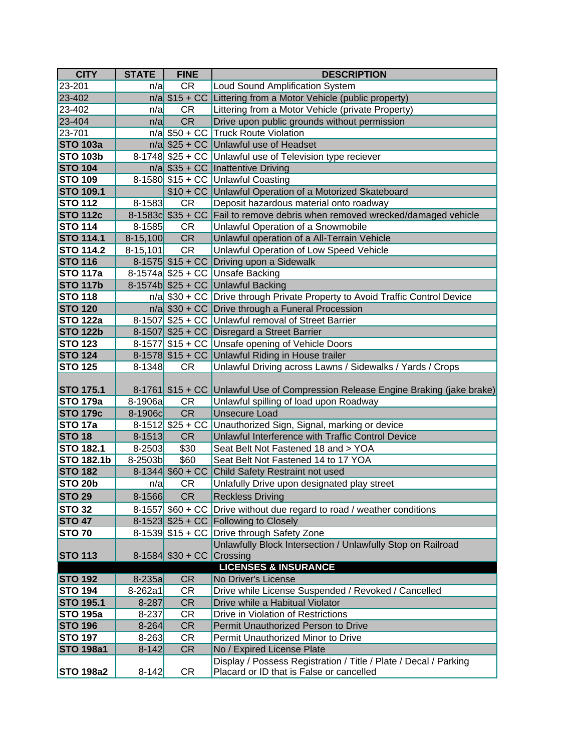| CITY | STATE | FINE | DESCRIPTION |
|---|---|---|---|
| 23-201 | n/a | CR | Loud Sound Amplification System |
| 23-402 | n/a | $15 + CC | Littering from a Motor Vehicle (public property) |
| 23-402 | n/a | CR | Littering from a Motor Vehicle (private Property) |
| 23-404 | n/a | CR | Drive upon public grounds without permission |
| 23-701 | n/a | $50 + CC | Truck Route Violation |
| **STO 103a** | n/a | $25 + CC | Unlawful use of Headset |
| **STO 103b** | 8-1748 | $25 + CC | Unlawful use of Television type reciever |
| **STO 104** | n/a | $35 + CC | Inattentive Driving |
| **STO 109** | 8-1580 | $15 + CC | Unlawful Coasting |
| **STO 109.1** | | $10 + CC | Unlawful Operation of a Motorized Skateboard |
| **STO 112** | 8-1583 | CR | Deposit hazardous material onto roadway |
| **STO 112c** | 8-1583c | $35 + CC | Fail to remove debris when removed wrecked/damaged vehicle |
| **STO 114** | 8-1585 | CR | Unlawful Operation of a Snowmobile |
| **STO 114.1** | 8-15,100 | CR | Unlawful operation of a All-Terrain Vehicle |
| **STO 114.2** | 8-15,101 | CR | Unlawful Operation of Low Speed Vehicle |
| **STO 116** | 8-1575 | $15 + CC | Driving upon a Sidewalk |
| **STO 117a** | 8-1574a | $25 + CC | Unsafe Backing |
| **STO 117b** | 8-1574b | $25 + CC | Unlawful Backing |
| **STO 118** | n/a | $30 + CC | Drive through Private Property to Avoid Traffic Control Device |
| **STO 120** | n/a | $30 + CC | Drive through a Funeral Procession |
| **STO 122a** | 8-1507 | $25 + CC | Unlawful removal of Street Barrier |
| **STO 122b** | 8-1507 | $25 + CC | Disregard a Street Barrier |
| **STO 123** | 8-1577 | $15 + CC | Unsafe opening of Vehicle Doors |
| **STO 124** | 8-1578 | $15 + CC | Unlawful Riding in House trailer |
| **STO 125** | 8-1348 | CR | Unlawful Driving across Lawns / Sidewalks / Yards / Crops |
| **STO 175.1** | 8-1761 | $15 + CC | Unlawful Use of Compression Release Engine Braking (jake brake) |
| **STO 179a** | 8-1906a | CR | Unlawful spilling of load upon Roadway |
| **STO 179c** | 8-1906c | CR | Unsecure Load |
| **STO 17a** | 8-1512 | $25 + CC | Unauthorized Sign, Signal, marking or device |
| **STO 18** | 8-1513 | CR | Unlawful Interference with Traffic Control Device |
| **STO 182.1** | 8-2503 | $30 | Seat Belt Not Fastened 18 and > YOA |
| **STO 182.1b** | 8-2503b | $60 | Seat Belt Not Fastened 14 to 17 YOA |
| **STO 182** | 8-1344 | $60 + CC | Child Safety Restraint not used |
| **STO 20b** | n/a | CR | Unlafully Drive upon designated play street |
| **STO 29** | 8-1566 | CR | Reckless Driving |
| **STO 32** | 8-1557 | $60 + CC | Drive without due regard to road / weather conditions |
| **STO 47** | 8-1523 | $25 + CC | Following to Closely |
| **STO 70** | 8-1539 | $15 + CC | Drive through Safety Zone |
| **STO 113** | 8-1584 | $30 + CC | Unlawfully Block Intersection / Unlawfully Stop on Railroad Crossing |
| | | | **LICENSES & INSURANCE** |
| **STO 192** | 8-235a | CR | No Driver's License |
| **STO 194** | 8-262a1 | CR | Drive while License Suspended / Revoked / Cancelled |
| **STO 195.1** | 8-287 | CR | Drive while a Habitual Violator |
| **STO 195a** | 8-237 | CR | Drive in Violation of Restrictions |
| **STO 196** | 8-264 | CR | Permit Unauthorized Person to Drive |
| **STO 197** | 8-263 | CR | Permit Unauthorized Minor to Drive |
| **STO 198a1** | 8-142 | CR | No / Expired License Plate |
| **STO 198a2** | 8-142 | CR | Display / Possess Registration / Title / Plate / Decal / Parking Placard or ID that is False or cancelled |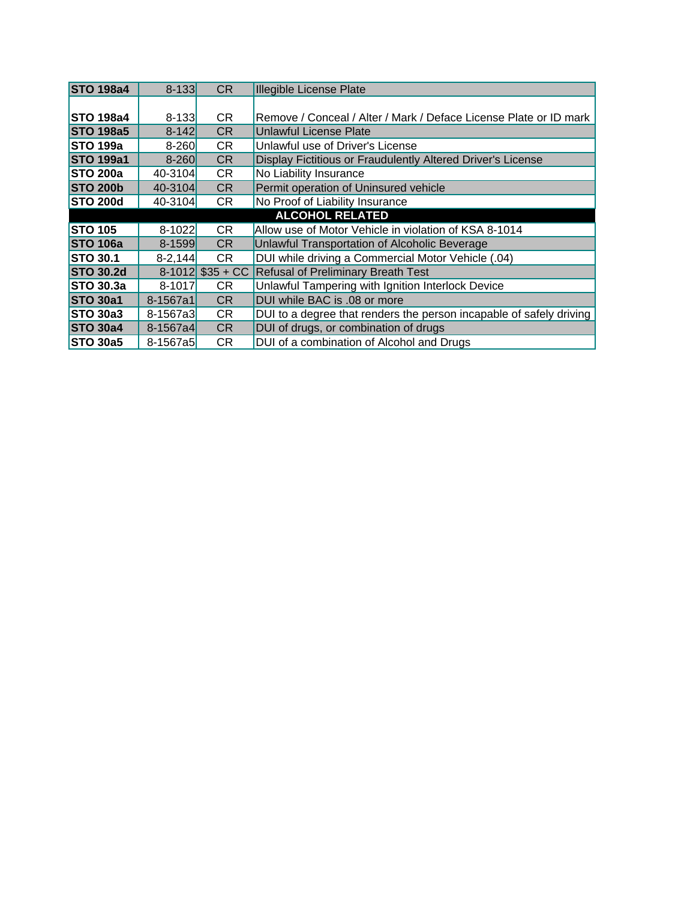| STO 198a4 | 8-133 | CR | Illegible License Plate |
|---|---|---|---|
| **STO 198a4** | 8-133 | CR | Remove / Conceal / Alter / Mark / Deface License Plate or ID mark |
| **STO 198a5** | 8-142 | CR | Unlawful License Plate |
| **STO 199a** | 8-260 | CR | Unlawful use of Driver's License |
| **STO 199a1** | 8-260 | CR | Display Fictitious or Fraudulently Altered Driver's License |
| **STO 200a** | 40-3104 | CR | No Liability Insurance |
| **STO 200b** | 40-3104 | CR | Permit operation of Uninsured vehicle |
| **STO 200d** | 40-3104 | CR | No Proof of Liability Insurance |
| **ALCOHOL RELATED** | | | |
| **STO 105** | 8-1022 | CR | Allow use of Motor Vehicle in violation of KSA 8-1014 |
| **STO 106a** | 8-1599 | CR | Unlawful Transportation of Alcoholic Beverage |
| **STO 30.1** | 8-2,144 | CR | DUI while driving a Commercial Motor Vehicle (.04) |
| **STO 30.2d** | 8-1012 | $35 + CC | Refusal of Preliminary Breath Test |
| **STO 30.3a** | 8-1017 | CR | Unlawful Tampering with Ignition Interlock Device |
| **STO 30a1** | 8-1567a1 | CR | DUI while BAC is .08 or more |
| **STO 30a3** | 8-1567a3 | CR | DUI to a degree that renders the person incapable of safely driving |
| **STO 30a4** | 8-1567a4 | CR | DUI of drugs, or combination of drugs |
| **STO 30a5** | 8-1567a5 | CR | DUI of a combination of Alcohol and Drugs |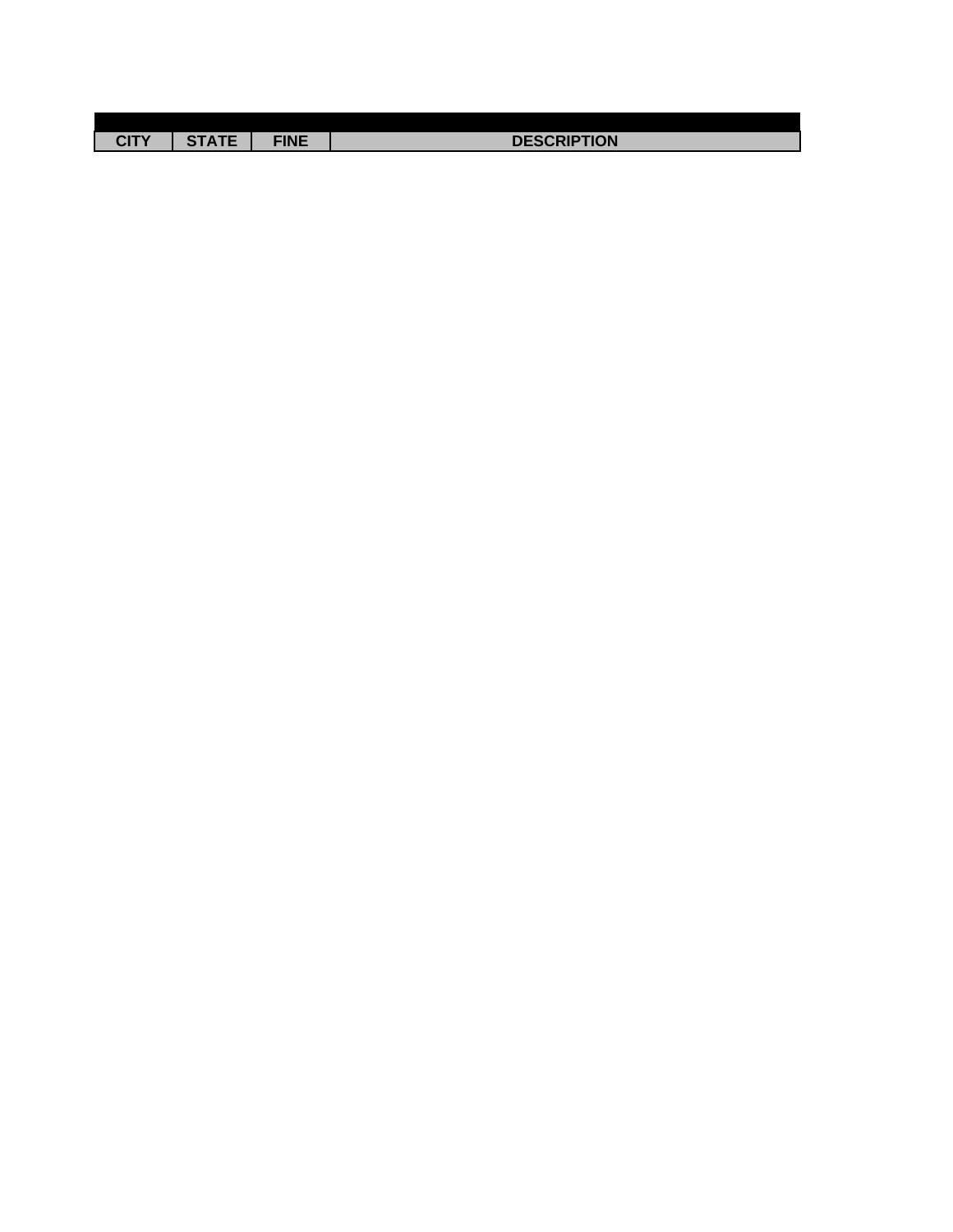| CITY | STATE | FINE | DESCRIPTION |
|---|---|---|---|